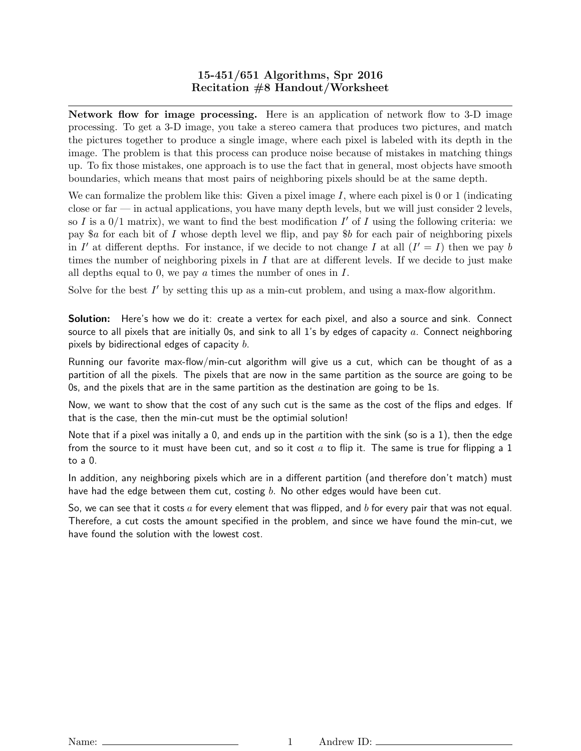# 15-451/651 Algorithms, Spr 2016
## Recitation #8 Handout/Worksheet

**Network flow for image processing.** Here is an application of network flow to 3-D image processing. To get a 3-D image, you take a stereo camera that produces two pictures, and match the pictures together to produce a single image, where each pixel is labeled with its depth in the image. The problem is that this process can produce noise because of mistakes in matching things up. To fix those mistakes, one approach is to use the fact that in general, most objects have smooth boundaries, which means that most pairs of neighboring pixels should be at the same depth.

We can formalize the problem like this: Given a pixel image $I$, where each pixel is 0 or 1 (indicating close or far — in actual applications, you have many depth levels, but we will just consider 2 levels, so $I$ is a 0/1 matrix), we want to find the best modification $I'$ of $I$ using the following criteria: we pay \$$a$ for each bit of $I$ whose depth level we flip, and pay \$$b$ for each pair of neighboring pixels in $I'$ at different depths. For instance, if we decide to not change $I$ at all ($I' = I$) then we pay $b$ times the number of neighboring pixels in $I$ that are at different levels. If we decide to just make all depths equal to 0, we pay $a$ times the number of ones in $I$.

Solve for the best $I'$ by setting this up as a min-cut problem, and using a max-flow algorithm.

**Solution:** Here's how we do it: create a vertex for each pixel, and also a source and sink. Connect source to all pixels that are initially 0s, and sink to all 1's by edges of capacity $a$. Connect neighboring pixels by bidirectional edges of capacity $b$.

Running our favorite max-flow/min-cut algorithm will give us a cut, which can be thought of as a partition of all the pixels. The pixels that are now in the same partition as the source are going to be 0s, and the pixels that are in the same partition as the destination are going to be 1s.

Now, we want to show that the cost of any such cut is the same as the cost of the flips and edges. If that is the case, then the min-cut must be the optimial solution!

Note that if a pixel was initally a 0, and ends up in the partition with the sink (so is a 1), then the edge from the source to it must have been cut, and so it cost $a$ to flip it. The same is true for flipping a 1 to a 0.

In addition, any neighboring pixels which are in a different partition (and therefore don't match) must have had the edge between them cut, costing $b$. No other edges would have been cut.

So, we can see that it costs $a$ for every element that was flipped, and $b$ for every pair that was not equal. Therefore, a cut costs the amount specified in the problem, and since we have found the min-cut, we have found the solution with the lowest cost.

Name: ____________________ Andrew ID: ____________________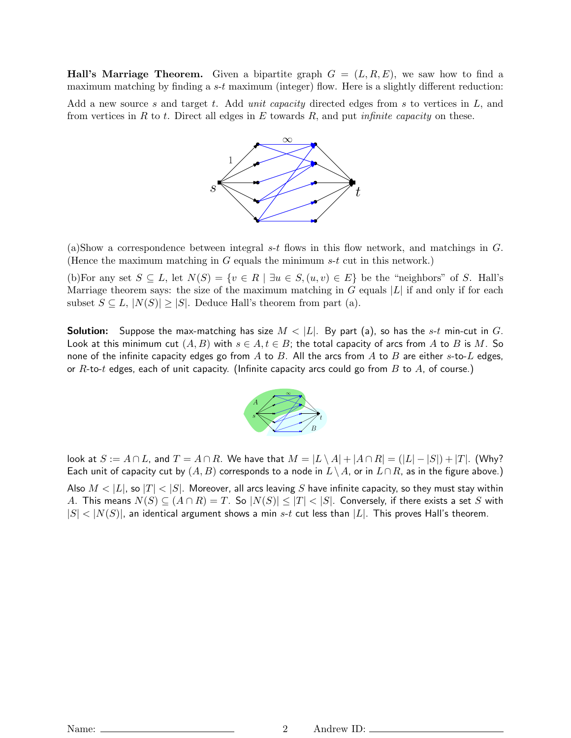**Hall's Marriage Theorem.** Given a bipartite graph $G = (L, R, E)$, we saw how to find a maximum matching by finding a $s$-$t$ maximum (integer) flow. Here is a slightly different reduction:

Add a new source $s$ and target $t$. Add *unit capacity* directed edges from $s$ to vertices in $L$, and from vertices in $R$ to $t$. Direct all edges in $E$ towards $R$, and put *infinite capacity* on these.

$\infty$

1

$s$

$t$

(a)Show a correspondence between integral $s$-$t$ flows in this flow network, and matchings in $G$. (Hence the maximum matching in $G$ equals the minimum $s$-$t$ cut in this network.)

(b)For any set $S \subseteq L$, let $N(S) = \{v \in R \mid \exists u \in S, (u, v) \in E\}$ be the "neighbors" of $S$. Hall's Marriage theorem says: the size of the maximum matching in $G$ equals $|L|$ if and only if for each subset $S \subseteq L$, $|N(S)| \geq |S|$. Deduce Hall's theorem from part (a).

**Solution:** Suppose the max-matching has size $M < |L|$. By part (a), so has the $s$-$t$ min-cut in $G$. Look at this minimum cut $(A, B)$ with $s \in A, t \in B$; the total capacity of arcs from $A$ to $B$ is $M$. So none of the infinite capacity edges go from $A$ to $B$. All the arcs from $A$ to $B$ are either $s$-to-$L$ edges, or $R$-to-$t$ edges, each of unit capacity. (Infinite capacity arcs could go from $B$ to $A$, of course.)

$A$

$\infty$

$s$

$t$

$B$

look at $S := A \cap L$, and $T = A \cap R$. We have that $M = |L \setminus A| + |A \cap R| = (|L| - |S|) + |T|$. (Why? Each unit of capacity cut by $(A, B)$ corresponds to a node in $L \setminus A$, or in $L \cap R$, as in the figure above.)

Also $M < |L|$, so $|T| < |S|$. Moreover, all arcs leaving $S$ have infinite capacity, so they must stay within $A$. This means $N(S) \subseteq (A \cap R) = T$. So $|N(S)| \leq |T| < |S|$. Conversely, if there exists a set $S$ with $|S| < |N(S)|$, an identical argument shows a min $s$-$t$ cut less than $|L|$. This proves Hall's theorem.

Name: \_\_\_\_\_\_\_\_\_\_\_\_\_\_\_\_\_\_\_\_\_\_\_\_ Andrew ID: \_\_\_\_\_\_\_\_\_\_\_\_\_\_\_\_\_\_\_\_\_\_\_\_